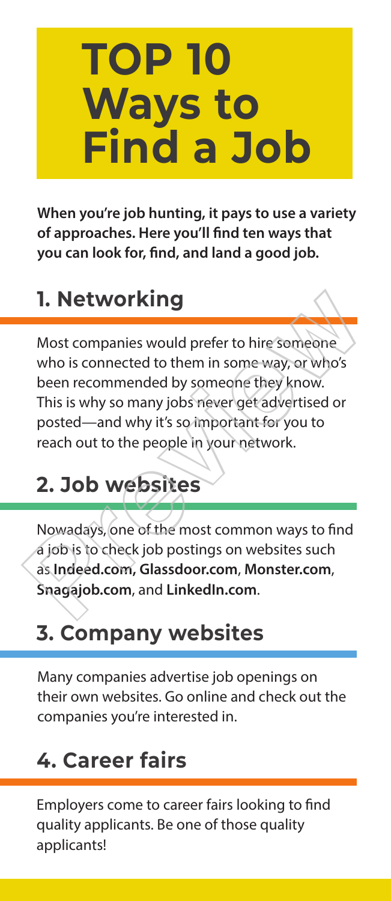# TOP 10 Ways to Find a Job

**When you're job hunting, it pays to use a variety of approaches. Here you'll find ten ways that you can look for, find, and land a good job.**

## 1. Networking

Most companies would prefer to hire someone who is connected to them in some way, or who's been recommended by someone they know. This is why so many jobs never get advertised or posted—and why it's so important for you to reach out to the people in your network.

## 2. Job websites

Nowadays, one of the most common ways to find a job is to check job postings on websites such as **Indeed.com, Glassdoor.com**, **Monster.com**, **Snagajob.com**, and **LinkedIn.com**.

## 3. Company websites

Many companies advertise job openings on their own websites. Go online and check out the companies you're interested in.

## 4. Career fairs

Employers come to career fairs looking to find quality applicants. Be one of those quality applicants!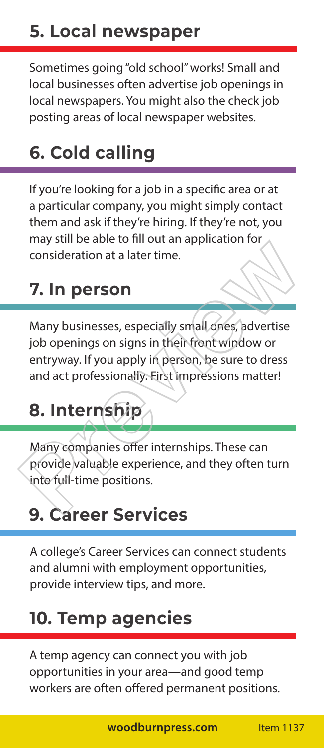## 5. Local newspaper

Sometimes going "old school" works! Small and local businesses often advertise job openings in local newspapers. You might also the check job posting areas of local newspaper websites.

## 6. Cold calling

If you're looking for a job in a specific area or at a particular company, you might simply contact them and ask if they're hiring. If they're not, you may still be able to fill out an application for consideration at a later time.

## 7. In person

Many businesses, especially small ones, advertise job openings on signs in their front window or entryway. If you apply in person, be sure to dress and act professionally. First impressions matter!

## 8. Internship

Many companies offer internships. These can provide valuable experience, and they often turn into full-time positions.

## 9. Career Services

A college's Career Services can connect students and alumni with employment opportunities, provide interview tips, and more.

## 10. Temp agencies

A temp agency can connect you with job opportunities in your area—and good temp workers are often offered permanent positions.

**woodburnpress.com** Item 1137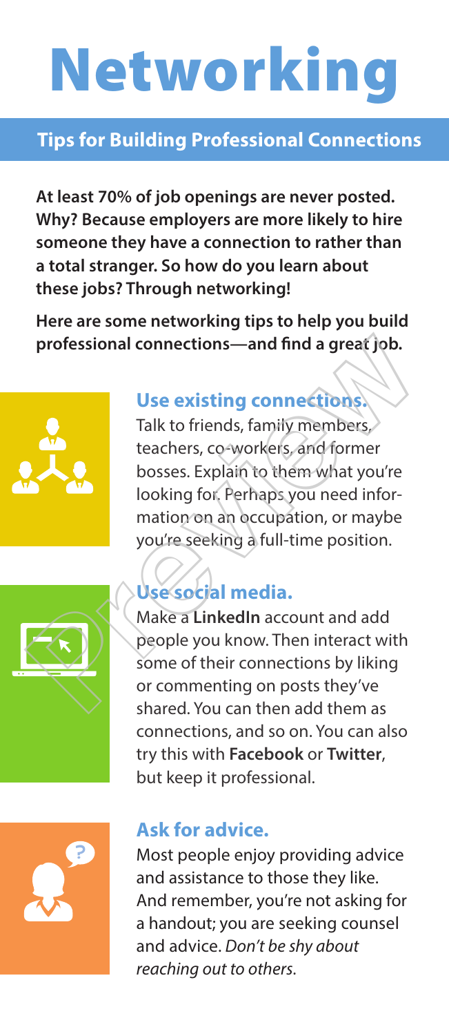# Networking

## Tips for Building Professional Connections

**At least 70% of job openings are never posted. Why? Because employers are more likely to hire someone they have a connection to rather than a total stranger. So how do you learn about these jobs? Through networking!**

**Here are some networking tips to help you build professional connections—and find a great job.**

### Use existing connections.

Talk to friends, family members, teachers, co-workers, and former bosses. Explain to them what you're looking for. Perhaps you need information on an occupation, or maybe you're seeking a full-time position.

### Use social media.

Make a **LinkedIn** account and add people you know. Then interact with some of their connections by liking or commenting on posts they've shared. You can then add them as connections, and so on. You can also try this with **Facebook** or **Twitter**, but keep it professional.

### Ask for advice.

Most people enjoy providing advice and assistance to those they like. And remember, you're not asking for a handout; you are seeking counsel and advice. *Don't be shy about reaching out to others.*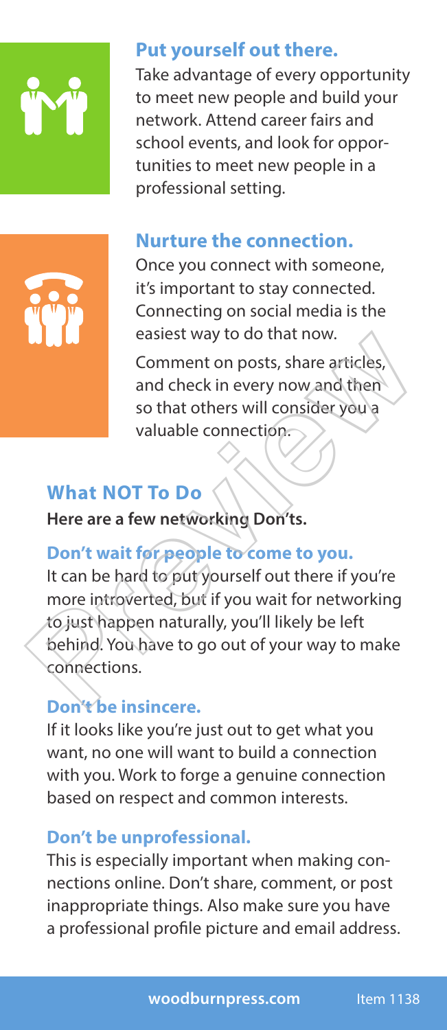### Put yourself out there.

Take advantage of every opportunity to meet new people and build your network. Attend career fairs and school events, and look for opportunities to meet new people in a professional setting.

### Nurture the connection.

Once you connect with someone, it's important to stay connected. Connecting on social media is the easiest way to do that now.

Comment on posts, share articles, and check in every now and then so that others will consider you a valuable connection.

## What NOT To Do

**Here are a few networking Don'ts.**

### Don't wait for people to come to you.

It can be hard to put yourself out there if you're more introverted, but if you wait for networking to just happen naturally, you'll likely be left behind. You have to go out of your way to make connections.

### Don't be insincere.

If it looks like you're just out to get what you want, no one will want to build a connection with you. Work to forge a genuine connection based on respect and common interests.

### Don't be unprofessional.

This is especially important when making connections online. Don't share, comment, or post inappropriate things. Also make sure you have a professional profile picture and email address.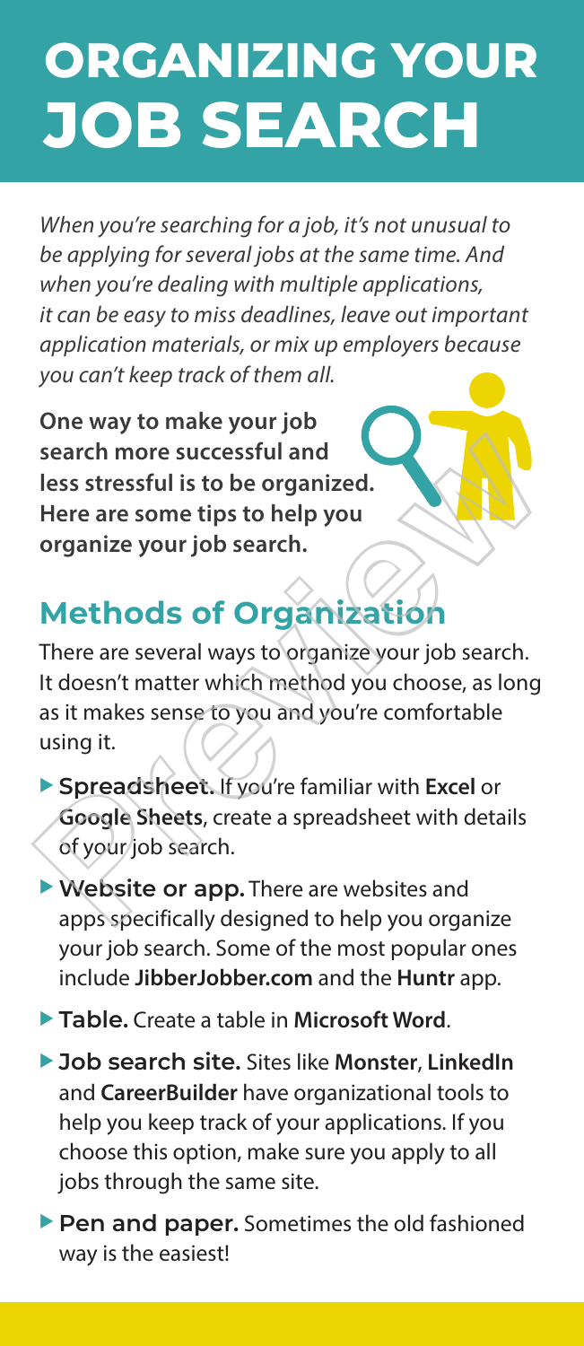# ORGANIZING YOUR JOB SEARCH

*When you're searching for a job, it's not unusual to be applying for several jobs at the same time. And when you're dealing with multiple applications, it can be easy to miss deadlines, leave out important application materials, or mix up employers because you can't keep track of them all.*

**One way to make your job search more successful and less stressful is to be organized. Here are some tips to help you organize your job search.**

## Methods of Organization

There are several ways to organize your job search. It doesn't matter which method you choose, as long as it makes sense to you and you're comfortable using it.

- **Spreadsheet.** If you're familiar with **Excel** or **Google Sheets**, create a spreadsheet with details of your job search.
- **Website or app.** There are websites and apps specifically designed to help you organize your job search. Some of the most popular ones include **JibberJobber.com** and the **Huntr** app.
- **Table.** Create a table in **Microsoft Word**.
- **Job search site.** Sites like **Monster**, **LinkedIn** and **CareerBuilder** have organizational tools to help you keep track of your applications. If you choose this option, make sure you apply to all jobs through the same site.
- **Pen and paper.** Sometimes the old fashioned way is the easiest!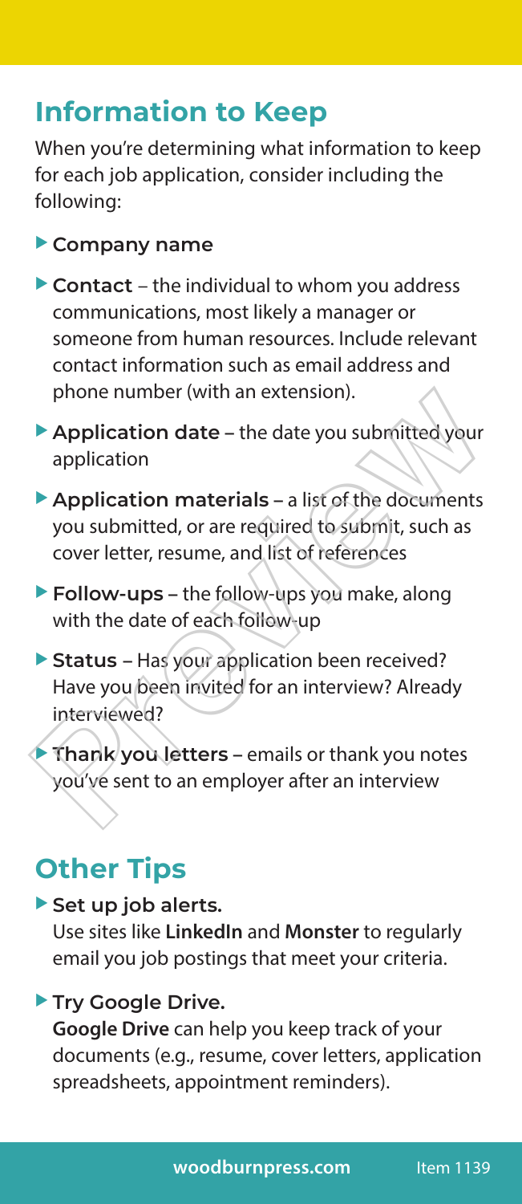## Information to Keep

When you're determining what information to keep for each job application, consider including the following:

- **Company name**
- **Contact** – the individual to whom you address communications, most likely a manager or someone from human resources. Include relevant contact information such as email address and phone number (with an extension).
- **Application date** – the date you submitted your application
- **Application materials** – a list of the documents you submitted, or are required to submit, such as cover letter, resume, and list of references
- **Follow-ups** – the follow-ups you make, along with the date of each follow-up
- **Status** – Has your application been received? Have you been invited for an interview? Already interviewed?
- **Thank you letters** – emails or thank you notes you've sent to an employer after an interview

## Other Tips

- **Set up job alerts.**
  Use sites like **LinkedIn** and **Monster** to regularly email you job postings that meet your criteria.
- **Try Google Drive.**
  **Google Drive** can help you keep track of your documents (e.g., resume, cover letters, application spreadsheets, appointment reminders).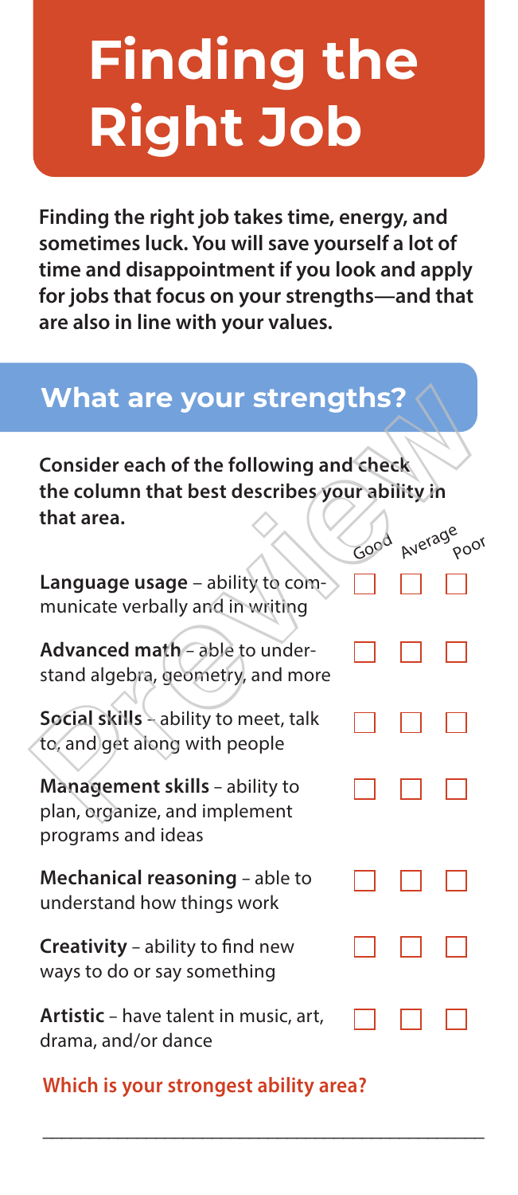# Finding the Right Job

**Finding the right job takes time, energy, and sometimes luck. You will save yourself a lot of time and disappointment if you look and apply for jobs that focus on your strengths—and that are also in line with your values.**

## What are your strengths?

**Consider each of the following and check the column that best describes your ability in that area.**

| | Good | Average | Poor |
|---|---|---|---|
| **Language usage** – ability to communicate verbally and in writing | ☐ | ☐ | ☐ |
| **Advanced math** – able to understand algebra, geometry, and more | ☐ | ☐ | ☐ |
| **Social skills** – ability to meet, talk to, and get along with people | ☐ | ☐ | ☐ |
| **Management skills** – ability to plan, organize, and implement programs and ideas | ☐ | ☐ | ☐ |
| **Mechanical reasoning** – able to understand how things work | ☐ | ☐ | ☐ |
| **Creativity** – ability to find new ways to do or say something | ☐ | ☐ | ☐ |
| **Artistic** – have talent in music, art, drama, and/or dance | ☐ | ☐ | ☐ |

**Which is your strongest ability area?**

\_\_\_\_\_\_\_\_\_\_\_\_\_\_\_\_\_\_\_\_\_\_\_\_\_\_\_\_\_\_\_\_\_\_\_\_\_\_\_\_\_\_\_\_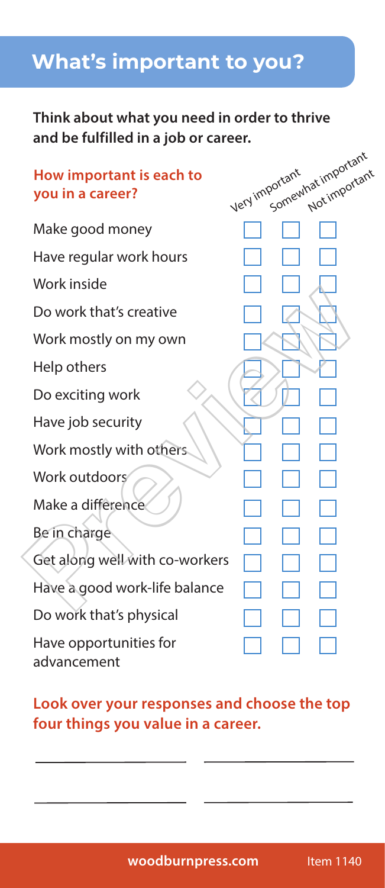## What's important to you?

**Think about what you need in order to thrive and be fulfilled in a job or career.**

| How important is each to you in a career? | Very important | Somewhat important | Not important |
| --- | --- | --- | --- |
| Make good money | ☐ | ☐ | ☐ |
| Have regular work hours | ☐ | ☐ | ☐ |
| Work inside | ☐ | ☐ | ☐ |
| Do work that's creative | ☐ | ☐ | ☐ |
| Work mostly on my own | ☐ | ☐ | ☐ |
| Help others | ☐ | ☐ | ☐ |
| Do exciting work | ☐ | ☐ | ☐ |
| Have job security | ☐ | ☐ | ☐ |
| Work mostly with others | ☐ | ☐ | ☐ |
| Work outdoors | ☐ | ☐ | ☐ |
| Make a difference | ☐ | ☐ | ☐ |
| Be in charge | ☐ | ☐ | ☐ |
| Get along well with co-workers | ☐ | ☐ | ☐ |
| Have a good work-life balance | ☐ | ☐ | ☐ |
| Do work that's physical | ☐ | ☐ | ☐ |
| Have opportunities for advancement | ☐ | ☐ | ☐ |

**Look over your responses and choose the top four things you value in a career.**

\_\_\_\_\_\_\_\_\_\_\_\_\_\_\_\_\_\_\_\_ \_\_\_\_\_\_\_\_\_\_\_\_\_\_\_\_\_\_\_\_

\_\_\_\_\_\_\_\_\_\_\_\_\_\_\_\_\_\_\_\_ \_\_\_\_\_\_\_\_\_\_\_\_\_\_\_\_\_\_\_\_

woodburnpress.com Item 1140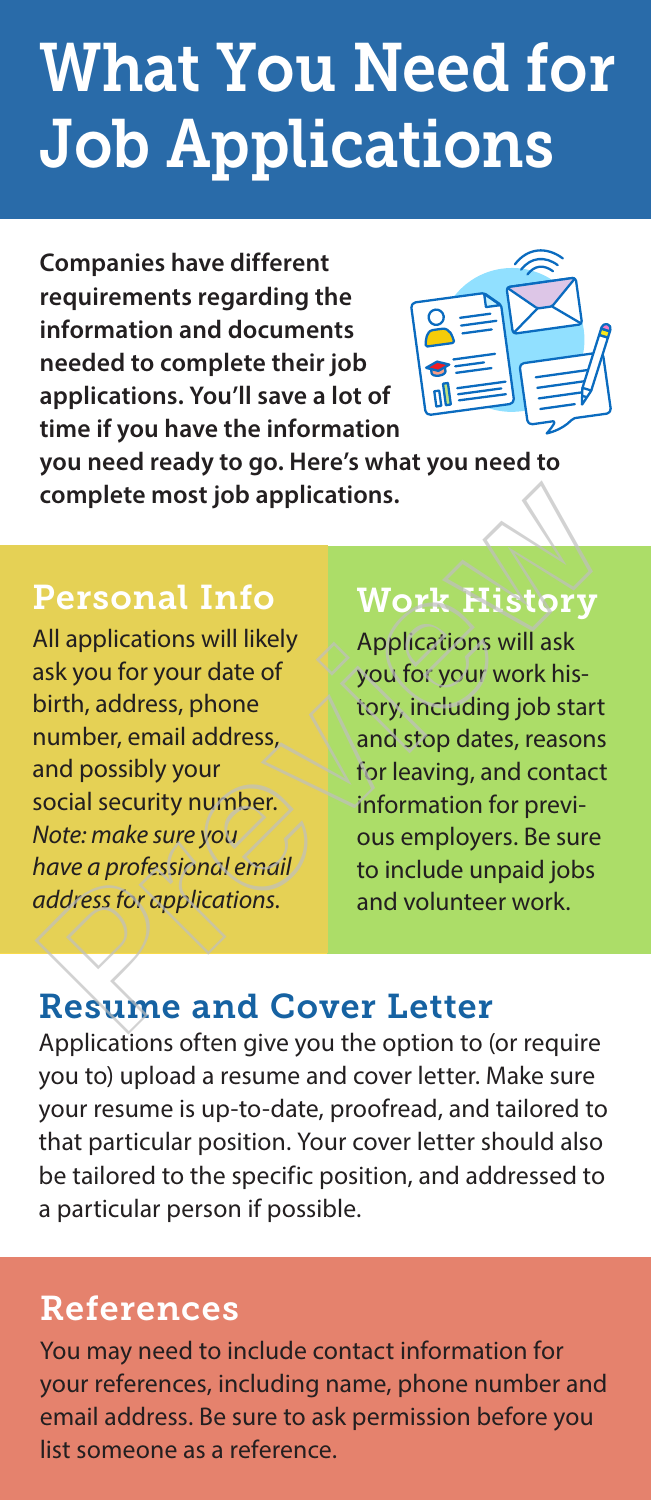# What You Need for Job Applications

**Companies have different requirements regarding the information and documents needed to complete their job applications. You'll save a lot of time if you have the information you need ready to go. Here's what you need to complete most job applications.**

## Personal Info

All applications will likely ask you for your date of birth, address, phone number, email address, and possibly your social security number. *Note: make sure you have a professional email address for applications.*

## Work History

Applications will ask you for your work history, including job start and stop dates, reasons for leaving, and contact information for previous employers. Be sure to include unpaid jobs and volunteer work.

## Resume and Cover Letter

Applications often give you the option to (or require you to) upload a resume and cover letter. Make sure your resume is up-to-date, proofread, and tailored to that particular position. Your cover letter should also be tailored to the specific position, and addressed to a particular person if possible.

## References

You may need to include contact information for your references, including name, phone number and email address. Be sure to ask permission before you list someone as a reference.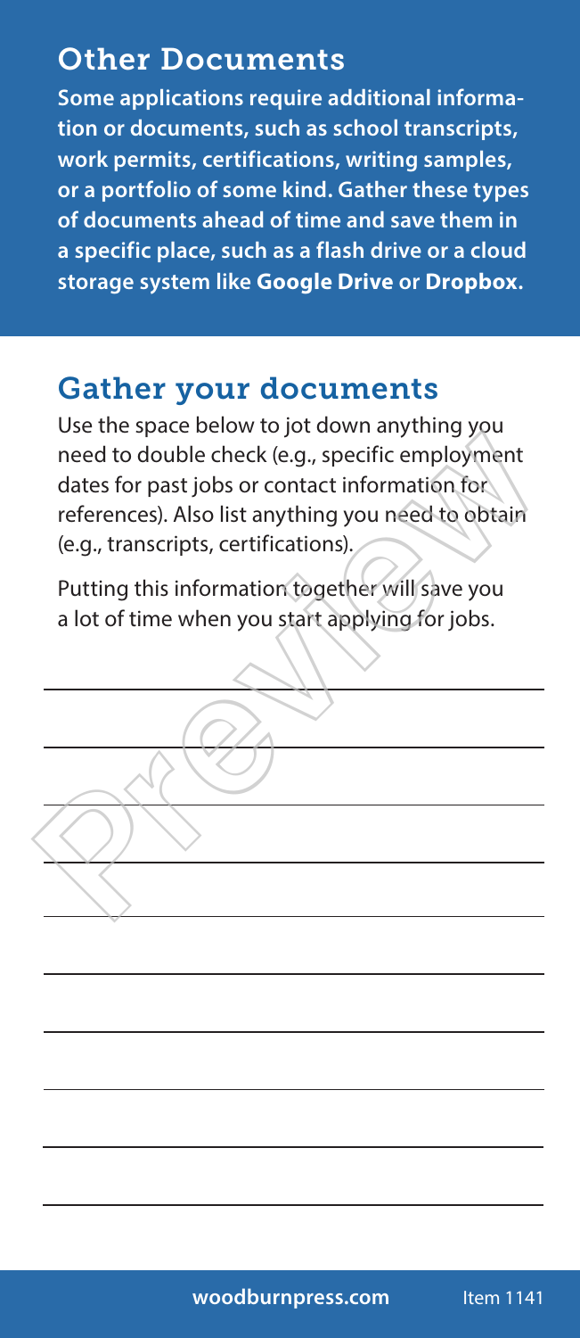## Other Documents

**Some applications require additional information or documents, such as school transcripts, work permits, certifications, writing samples, or a portfolio of some kind. Gather these types of documents ahead of time and save them in a specific place, such as a flash drive or a cloud storage system like Google Drive or Dropbox.**

## Gather your documents

Use the space below to jot down anything you need to double check (e.g., specific employment dates for past jobs or contact information for references). Also list anything you need to obtain (e.g., transcripts, certifications).

Putting this information together will save you a lot of time when you start applying for jobs.

______________________________________

______________________________________

______________________________________

______________________________________

______________________________________

______________________________________

______________________________________

______________________________________

______________________________________

______________________________________

**woodburnpress.com** Item 1141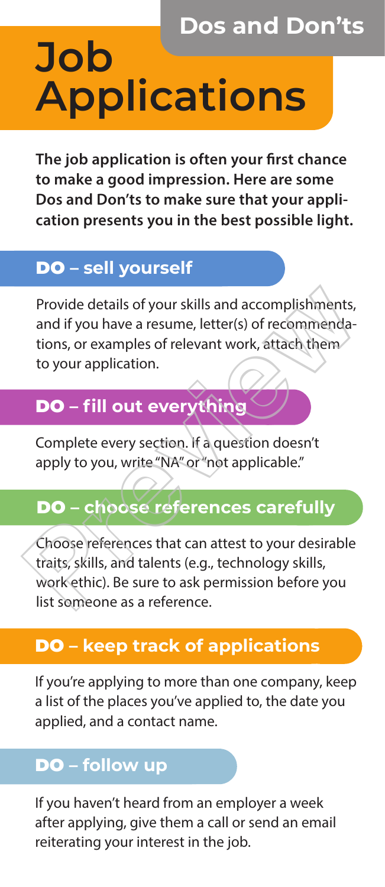Dos and Don'ts

# Job Applications

**The job application is often your first chance to make a good impression. Here are some Dos and Don'ts to make sure that your application presents you in the best possible light.**

## DO – sell yourself

Provide details of your skills and accomplishments, and if you have a resume, letter(s) of recommendations, or examples of relevant work, attach them to your application.

## DO – fill out everything

Complete every section. If a question doesn't apply to you, write "NA" or "not applicable."

## DO – choose references carefully

Choose references that can attest to your desirable traits, skills, and talents (e.g., technology skills, work ethic). Be sure to ask permission before you list someone as a reference.

## DO – keep track of applications

If you're applying to more than one company, keep a list of the places you've applied to, the date you applied, and a contact name.

## DO – follow up

If you haven't heard from an employer a week after applying, give them a call or send an email reiterating your interest in the job.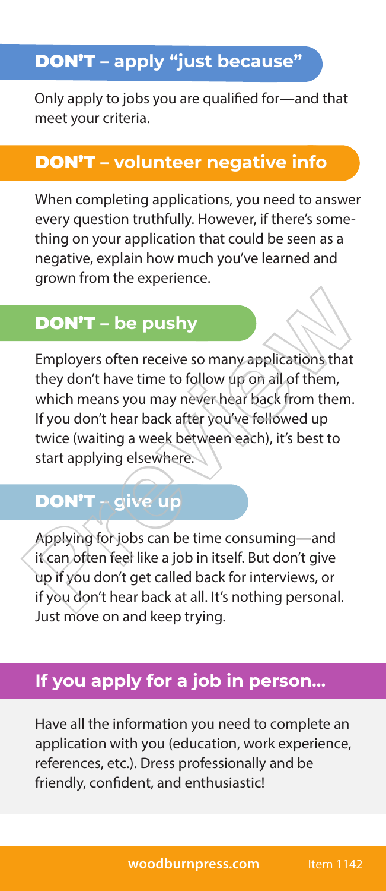## DON'T – apply "just because"

Only apply to jobs you are qualified for—and that meet your criteria.

## DON'T – volunteer negative info

When completing applications, you need to answer every question truthfully. However, if there's something on your application that could be seen as a negative, explain how much you've learned and grown from the experience.

## DON'T – be pushy

Employers often receive so many applications that they don't have time to follow up on all of them, which means you may never hear back from them. If you don't hear back after you've followed up twice (waiting a week between each), it's best to start applying elsewhere.

## DON'T – give up

Applying for jobs can be time consuming—and it can often feel like a job in itself. But don't give up if you don't get called back for interviews, or if you don't hear back at all. It's nothing personal. Just move on and keep trying.

## If you apply for a job in person...

Have all the information you need to complete an application with you (education, work experience, references, etc.). Dress professionally and be friendly, confident, and enthusiastic!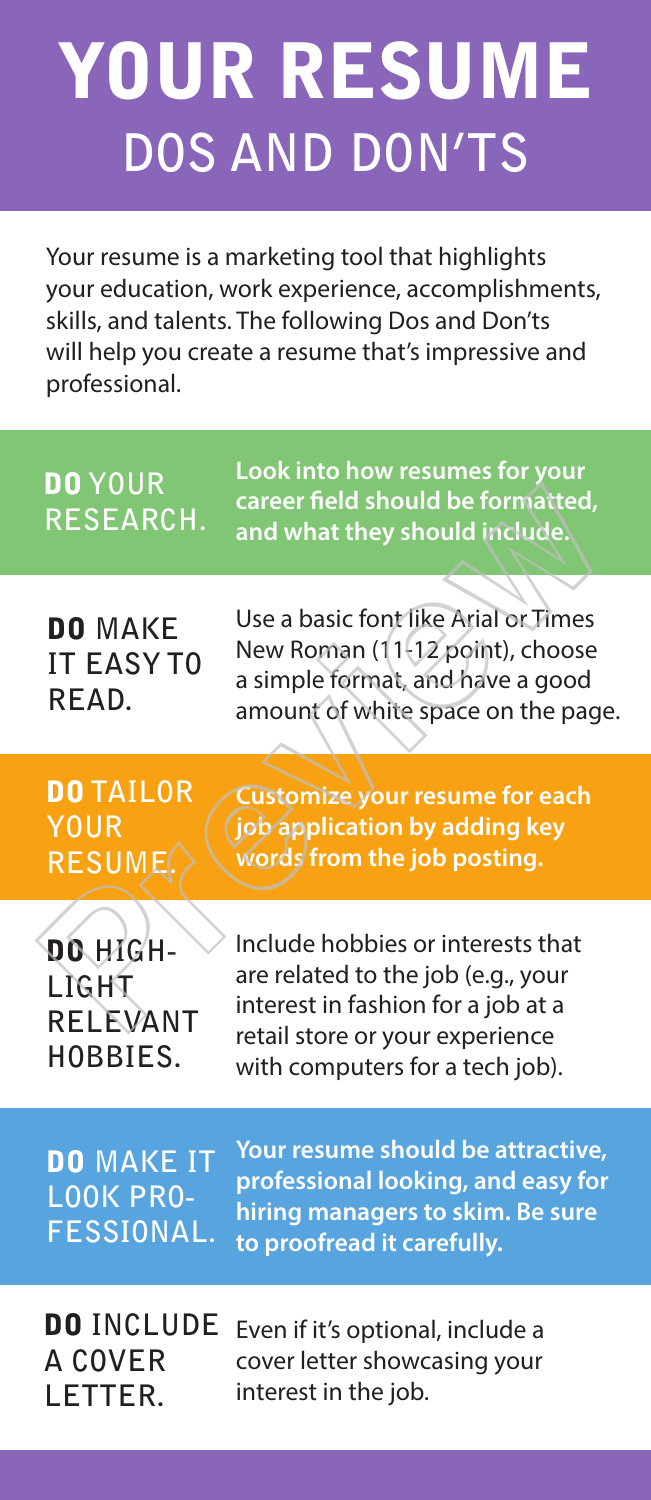# YOUR RESUME
## DOS AND DON'TS

Your resume is a marketing tool that highlights your education, work experience, accomplishments, skills, and talents. The following Dos and Don'ts will help you create a resume that's impressive and professional.

**DO** YOUR RESEARCH. — **Look into how resumes for your career field should be formatted, and what they should include.**

**DO** MAKE IT EASY TO READ. — Use a basic font like Arial or Times New Roman (11-12 point), choose a simple format, and have a good amount of white space on the page.

**DO** TAILOR YOUR RESUME. — **Customize your resume for each job application by adding key words from the job posting.**

**DO** HIGHLIGHT RELEVANT HOBBIES. — Include hobbies or interests that are related to the job (e.g., your interest in fashion for a job at a retail store or your experience with computers for a tech job).

**DO** MAKE IT LOOK PROFESSIONAL. — **Your resume should be attractive, professional looking, and easy for hiring managers to skim. Be sure to proofread it carefully.**

**DO** INCLUDE A COVER LETTER. — Even if it's optional, include a cover letter showcasing your interest in the job.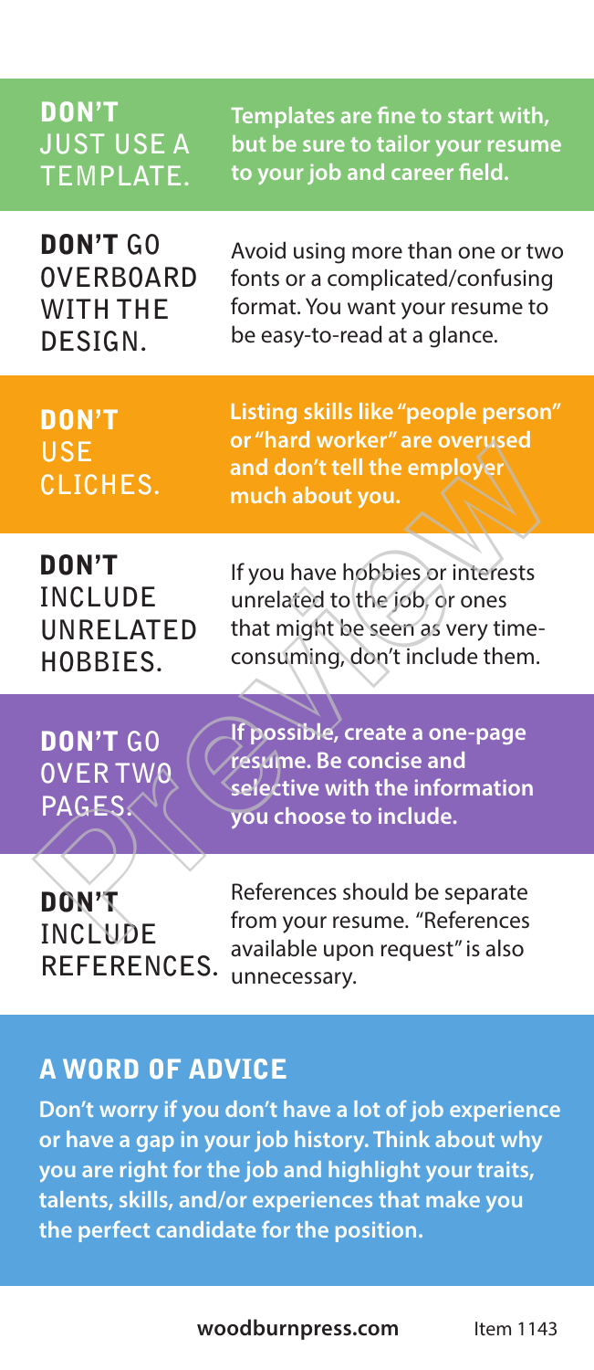**DON'T JUST USE A TEMPLATE.**

**Templates are fine to start with, but be sure to tailor your resume to your job and career field.**

**DON'T GO OVERBOARD WITH THE DESIGN.**

Avoid using more than one or two fonts or a complicated/confusing format. You want your resume to be easy-to-read at a glance.

**DON'T USE CLICHES.**

**Listing skills like "people person" or "hard worker" are overused and don't tell the employer much about you.**

**DON'T INCLUDE UNRELATED HOBBIES.**

If you have hobbies or interests unrelated to the job, or ones that might be seen as very time-consuming, don't include them.

**DON'T GO OVER TWO PAGES.**

**If possible, create a one-page resume. Be concise and selective with the information you choose to include.**

**DON'T INCLUDE REFERENCES.**

References should be separate from your resume. "References available upon request" is also unnecessary.

## A WORD OF ADVICE

**Don't worry if you don't have a lot of job experience or have a gap in your job history. Think about why you are right for the job and highlight your traits, talents, skills, and/or experiences that make you the perfect candidate for the position.**

**woodburnpress.com** Item 1143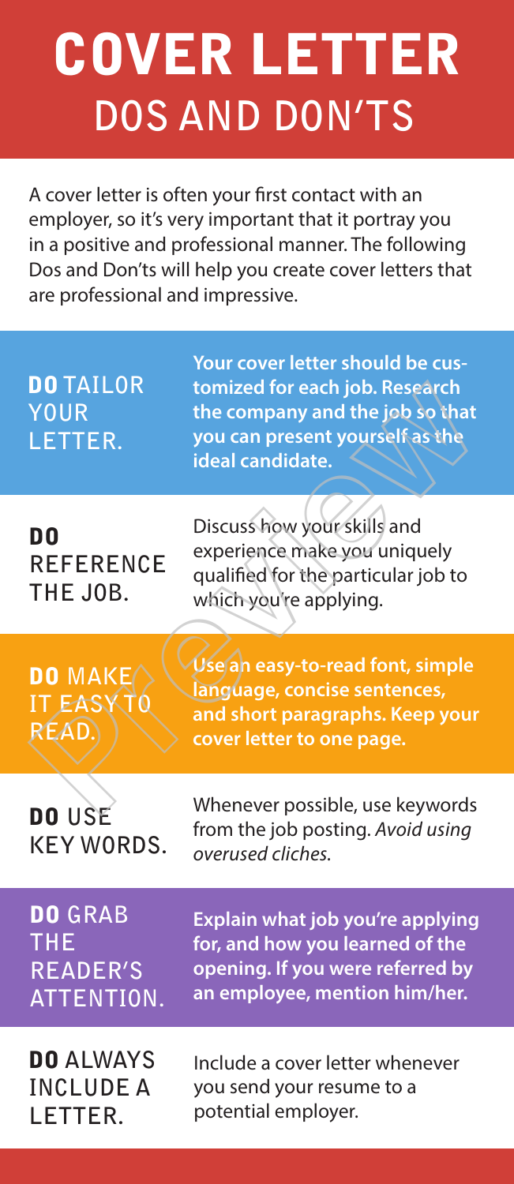# COVER LETTER
## DOS AND DON'TS

A cover letter is often your first contact with an employer, so it's very important that it portray you in a positive and professional manner. The following Dos and Don'ts will help you create cover letters that are professional and impressive.

**DO** TAILOR YOUR LETTER.

**Your cover letter should be customized for each job. Research the company and the job so that you can present yourself as the ideal candidate.**

**DO** REFERENCE THE JOB.

Discuss how your skills and experience make you uniquely qualified for the particular job to which you're applying.

**DO** MAKE IT EASY TO READ.

**Use an easy-to-read font, simple language, concise sentences, and short paragraphs. Keep your cover letter to one page.**

**DO** USE KEY WORDS.

Whenever possible, use keywords from the job posting. *Avoid using overused cliches.*

**DO** GRAB THE READER'S ATTENTION.

**Explain what job you're applying for, and how you learned of the opening. If you were referred by an employee, mention him/her.**

**DO** ALWAYS INCLUDE A LETTER.

Include a cover letter whenever you send your resume to a potential employer.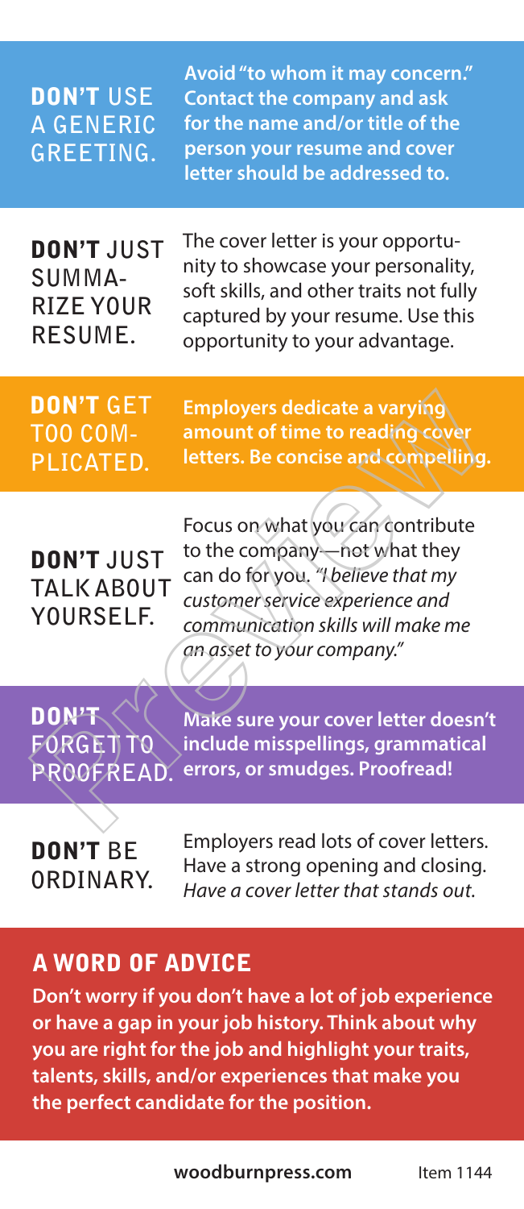**DON'T USE A GENERIC GREETING.**

**Avoid "to whom it may concern." Contact the company and ask for the name and/or title of the person your resume and cover letter should be addressed to.**

**DON'T JUST SUMMARIZE YOUR RESUME.**

The cover letter is your opportunity to showcase your personality, soft skills, and other traits not fully captured by your resume. Use this opportunity to your advantage.

**DON'T GET TOO COMPLICATED.**

**Employers dedicate a varying amount of time to reading cover letters. Be concise and compelling.**

**DON'T JUST TALK ABOUT YOURSELF.**

Focus on what you can contribute to the company—not what they can do for you. *"I believe that my customer service experience and communication skills will make me an asset to your company."*

**DON'T FORGET TO PROOFREAD.**

**Make sure your cover letter doesn't include misspellings, grammatical errors, or smudges. Proofread!**

**DON'T BE ORDINARY.**

Employers read lots of cover letters. Have a strong opening and closing. *Have a cover letter that stands out.*

## A WORD OF ADVICE

**Don't worry if you don't have a lot of job experience or have a gap in your job history. Think about why you are right for the job and highlight your traits, talents, skills, and/or experiences that make you the perfect candidate for the position.**

**woodburnpress.com** Item 1144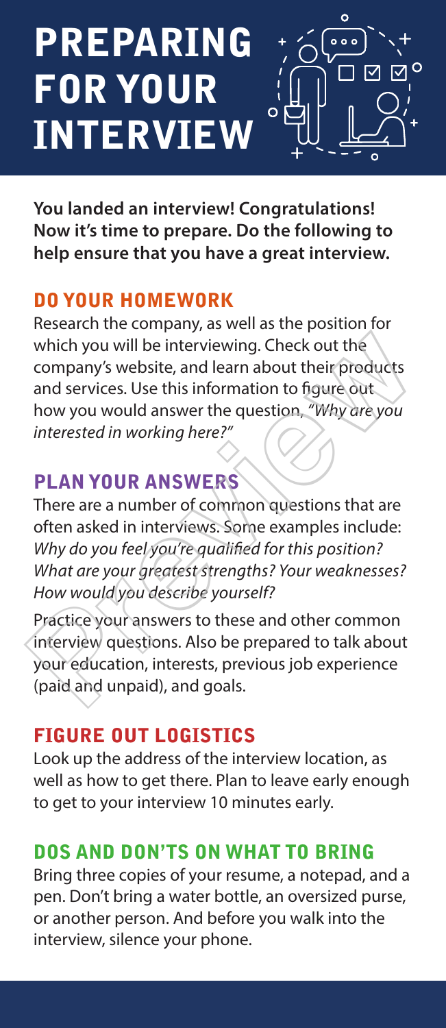# PREPARING FOR YOUR INTERVIEW

**You landed an interview! Congratulations! Now it's time to prepare. Do the following to help ensure that you have a great interview.**

## DO YOUR HOMEWORK

Research the company, as well as the position for which you will be interviewing. Check out the company's website, and learn about their products and services. Use this information to figure out how you would answer the question, *"Why are you interested in working here?"*

## PLAN YOUR ANSWERS

There are a number of common questions that are often asked in interviews. Some examples include: *Why do you feel you're qualified for this position? What are your greatest strengths? Your weaknesses? How would you describe yourself?*

Practice your answers to these and other common interview questions. Also be prepared to talk about your education, interests, previous job experience (paid and unpaid), and goals.

## FIGURE OUT LOGISTICS

Look up the address of the interview location, as well as how to get there. Plan to leave early enough to get to your interview 10 minutes early.

## DOS AND DON'TS ON WHAT TO BRING

Bring three copies of your resume, a notepad, and a pen. Don't bring a water bottle, an oversized purse, or another person. And before you walk into the interview, silence your phone.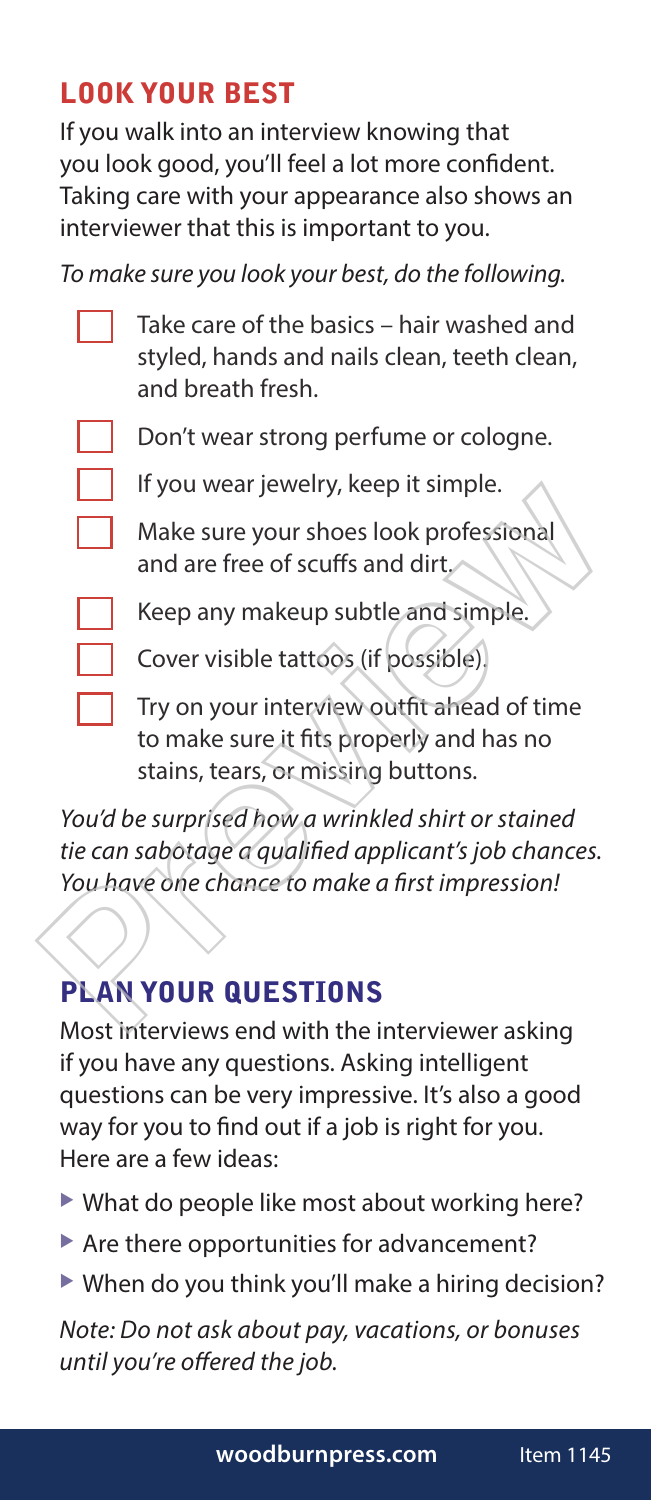## LOOK YOUR BEST

If you walk into an interview knowing that you look good, you'll feel a lot more confident. Taking care with your appearance also shows an interviewer that this is important to you.

*To make sure you look your best, do the following.*

- [ ] Take care of the basics – hair washed and styled, hands and nails clean, teeth clean, and breath fresh.
- [ ] Don't wear strong perfume or cologne.
- [ ] If you wear jewelry, keep it simple.
- [ ] Make sure your shoes look professional and are free of scuffs and dirt.
- [ ] Keep any makeup subtle and simple.
- [ ] Cover visible tattoos (if possible).
- [ ] Try on your interview outfit ahead of time to make sure it fits properly and has no stains, tears, or missing buttons.

*You'd be surprised how a wrinkled shirt or stained tie can sabotage a qualified applicant's job chances. You have one chance to make a first impression!*

## PLAN YOUR QUESTIONS

Most interviews end with the interviewer asking if you have any questions. Asking intelligent questions can be very impressive. It's also a good way for you to find out if a job is right for you. Here are a few ideas:

- What do people like most about working here?
- Are there opportunities for advancement?
- When do you think you'll make a hiring decision?

*Note: Do not ask about pay, vacations, or bonuses until you're offered the job.*

**woodburnpress.com** Item 1145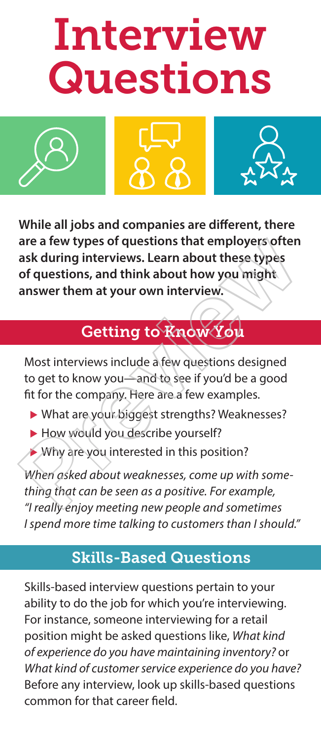# Interview Questions

**While all jobs and companies are different, there are a few types of questions that employers often ask during interviews. Learn about these types of questions, and think about how you might answer them at your own interview.**

## Getting to Know You

Most interviews include a few questions designed to get to know you—and to see if you'd be a good fit for the company. Here are a few examples.

- What are your biggest strengths? Weaknesses?
- How would you describe yourself?
- Why are you interested in this position?

*When asked about weaknesses, come up with something that can be seen as a positive. For example, "I really enjoy meeting new people and sometimes I spend more time talking to customers than I should."*

## Skills-Based Questions

Skills-based interview questions pertain to your ability to do the job for which you're interviewing. For instance, someone interviewing for a retail position might be asked questions like, *What kind of experience do you have maintaining inventory?* or *What kind of customer service experience do you have?* Before any interview, look up skills-based questions common for that career field.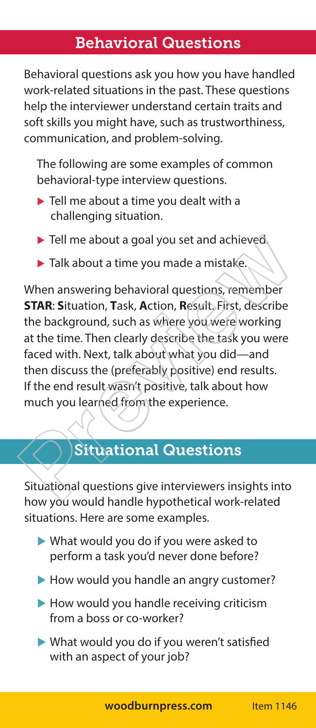## Behavioral Questions

Behavioral questions ask you how you have handled work-related situations in the past. These questions help the interviewer understand certain traits and soft skills you might have, such as trustworthiness, communication, and problem-solving.

The following are some examples of common behavioral-type interview questions.

- Tell me about a time you dealt with a challenging situation.
- Tell me about a goal you set and achieved.
- Talk about a time you made a mistake.

When answering behavioral questions, remember **STAR**: **S**ituation, **T**ask, **A**ction, **R**esult. First, describe the background, such as where you were working at the time. Then clearly describe the task you were faced with. Next, talk about what you did—and then discuss the (preferably positive) end results. If the end result wasn't positive, talk about how much you learned from the experience.

## Situational Questions

Situational questions give interviewers insights into how you would handle hypothetical work-related situations. Here are some examples.

- What would you do if you were asked to perform a task you'd never done before?
- How would you handle an angry customer?
- How would you handle receiving criticism from a boss or co-worker?
- What would you do if you weren't satisfied with an aspect of your job?

**woodburnpress.com** Item 1146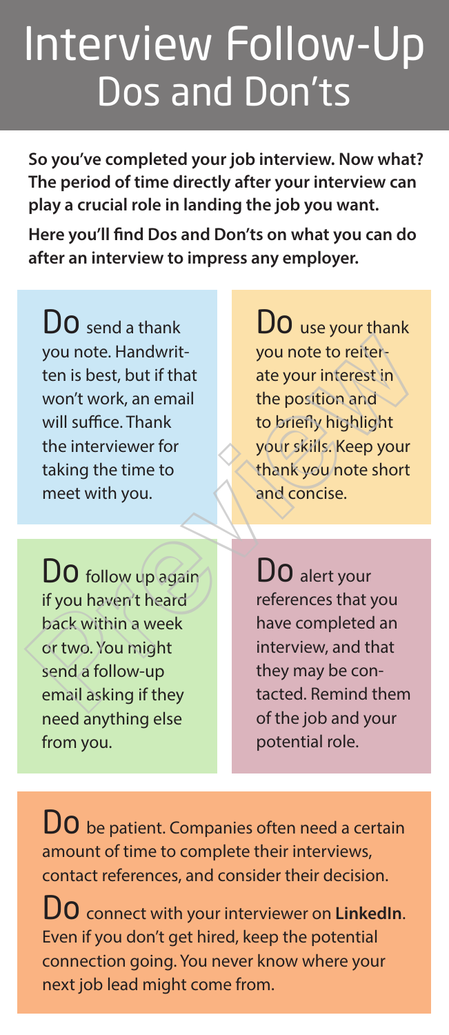# Interview Follow-Up Dos and Don'ts

**So you've completed your job interview. Now what? The period of time directly after your interview can play a crucial role in landing the job you want.**

**Here you'll find Dos and Don'ts on what you can do after an interview to impress any employer.**

**Do** send a thank you note. Handwritten is best, but if that won't work, an email will suffice. Thank the interviewer for taking the time to meet with you.

**Do** use your thank you note to reiterate your interest in the position and to briefly highlight your skills. Keep your thank you note short and concise.

**Do** follow up again if you haven't heard back within a week or two. You might send a follow-up email asking if they need anything else from you.

**Do** alert your references that you have completed an interview, and that they may be contacted. Remind them of the job and your potential role.

**Do** be patient. Companies often need a certain amount of time to complete their interviews, contact references, and consider their decision.

**Do** connect with your interviewer on **LinkedIn**. Even if you don't get hired, keep the potential connection going. You never know where your next job lead might come from.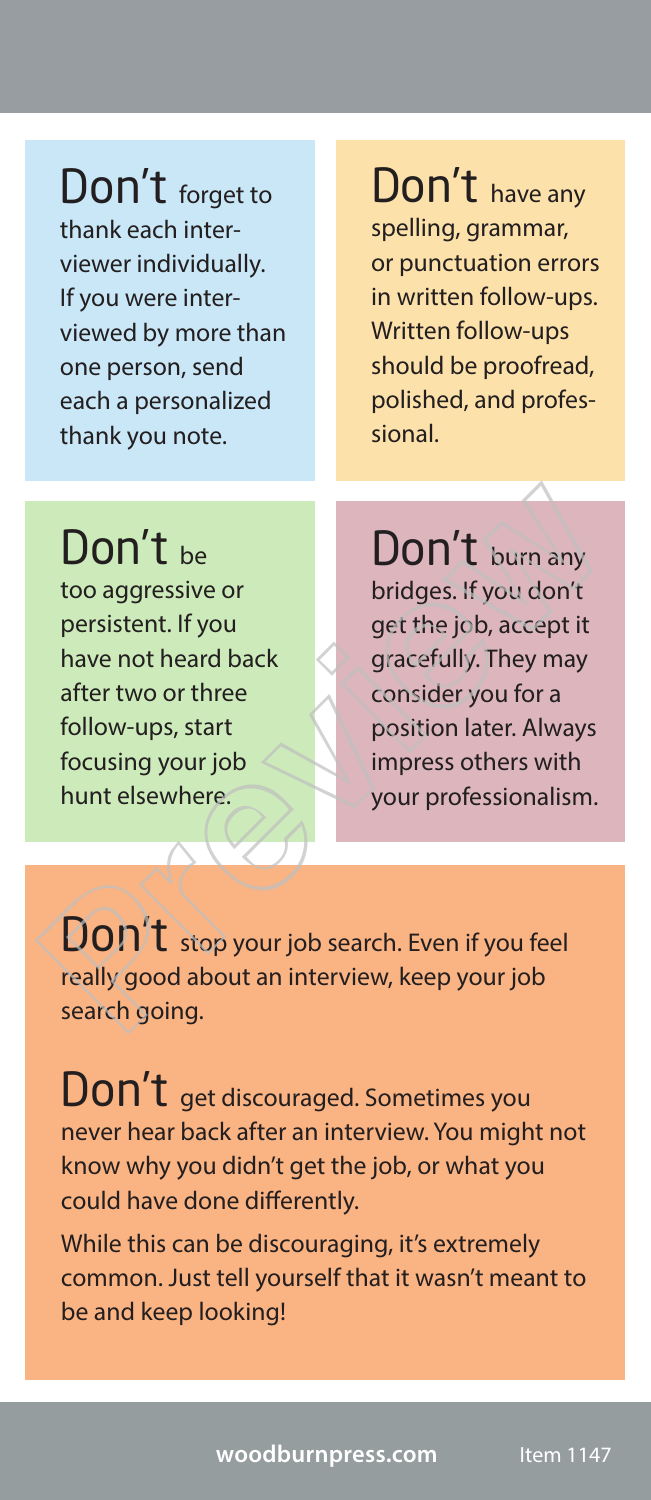**Don't** forget to thank each interviewer individually. If you were interviewed by more than one person, send each a personalized thank you note.

**Don't** have any spelling, grammar, or punctuation errors in written follow-ups. Written follow-ups should be proofread, polished, and professional.

**Don't** be too aggressive or persistent. If you have not heard back after two or three follow-ups, start focusing your job hunt elsewhere.

**Don't** burn any bridges. If you don't get the job, accept it gracefully. They may consider you for a position later. Always impress others with your professionalism.

**Don't** stop your job search. Even if you feel really good about an interview, keep your job search going.

**Don't** get discouraged. Sometimes you never hear back after an interview. You might not know why you didn't get the job, or what you could have done differently.

While this can be discouraging, it's extremely common. Just tell yourself that it wasn't meant to be and keep looking!

**woodburnpress.com** Item 1147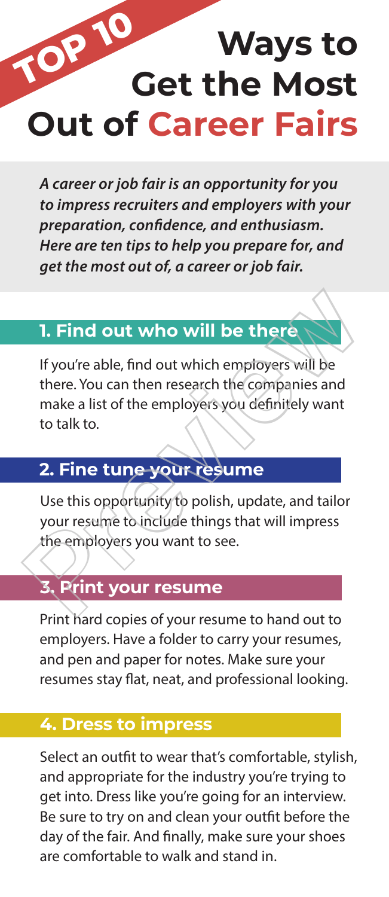# TOP 10 Ways to Get the Most Out of Career Fairs

***A career or job fair is an opportunity for you to impress recruiters and employers with your preparation, confidence, and enthusiasm. Here are ten tips to help you prepare for, and get the most out of, a career or job fair.***

## 1. Find out who will be there

If you're able, find out which employers will be there. You can then research the companies and make a list of the employers you definitely want to talk to.

## 2. Fine tune your resume

Use this opportunity to polish, update, and tailor your resume to include things that will impress the employers you want to see.

## 3. Print your resume

Print hard copies of your resume to hand out to employers. Have a folder to carry your resumes, and pen and paper for notes. Make sure your resumes stay flat, neat, and professional looking.

## 4. Dress to impress

Select an outfit to wear that's comfortable, stylish, and appropriate for the industry you're trying to get into. Dress like you're going for an interview. Be sure to try on and clean your outfit before the day of the fair. And finally, make sure your shoes are comfortable to walk and stand in.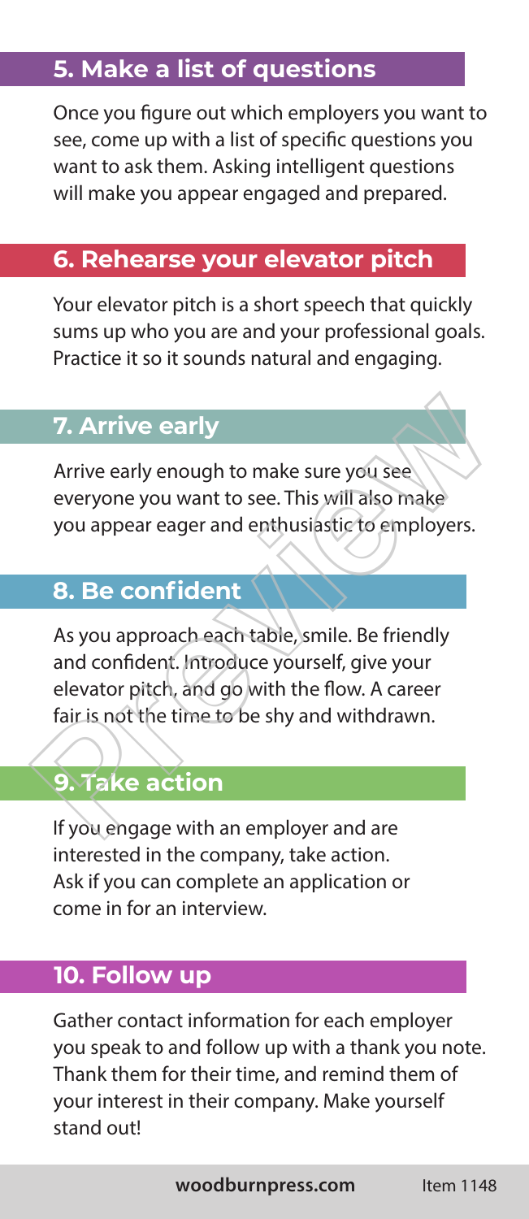## 5. Make a list of questions

Once you figure out which employers you want to see, come up with a list of specific questions you want to ask them. Asking intelligent questions will make you appear engaged and prepared.

## 6. Rehearse your elevator pitch

Your elevator pitch is a short speech that quickly sums up who you are and your professional goals. Practice it so it sounds natural and engaging.

## 7. Arrive early

Arrive early enough to make sure you see everyone you want to see. This will also make you appear eager and enthusiastic to employers.

## 8. Be confident

As you approach each table, smile. Be friendly and confident. Introduce yourself, give your elevator pitch, and go with the flow. A career fair is not the time to be shy and withdrawn.

## 9. Take action

If you engage with an employer and are interested in the company, take action. Ask if you can complete an application or come in for an interview.

## 10. Follow up

Gather contact information for each employer you speak to and follow up with a thank you note. Thank them for their time, and remind them of your interest in their company. Make yourself stand out!

**woodburnpress.com** Item 1148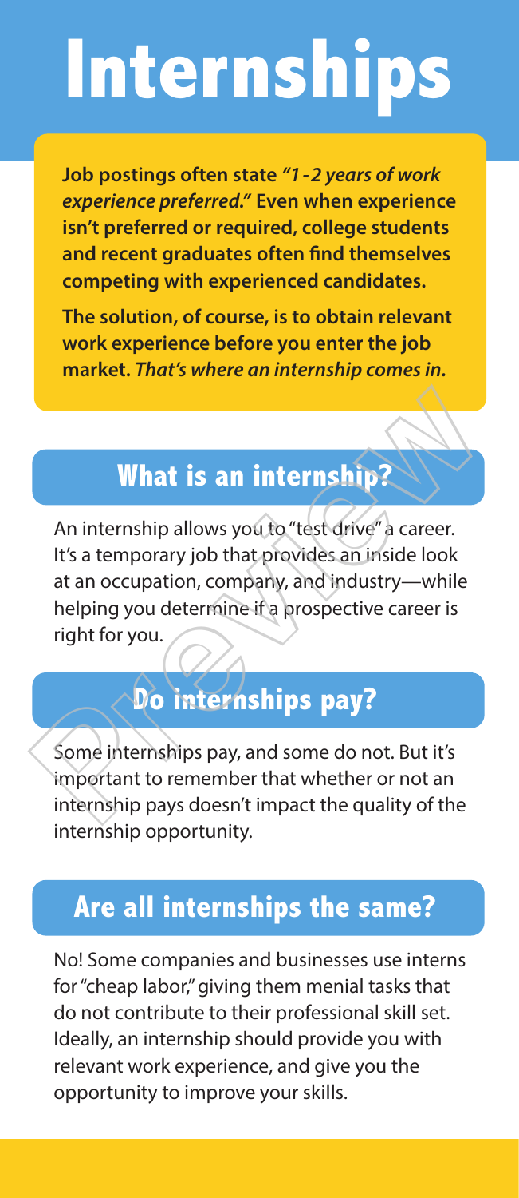# Internships

**Job postings often state *"1-2 years of work experience preferred."* Even when experience isn't preferred or required, college students and recent graduates often find themselves competing with experienced candidates.**

**The solution, of course, is to obtain relevant work experience before you enter the job market. *That's where an internship comes in.***

## What is an internship?

An internship allows you to "test drive" a career. It's a temporary job that provides an inside look at an occupation, company, and industry—while helping you determine if a prospective career is right for you.

## Do internships pay?

Some internships pay, and some do not. But it's important to remember that whether or not an internship pays doesn't impact the quality of the internship opportunity.

## Are all internships the same?

No! Some companies and businesses use interns for "cheap labor," giving them menial tasks that do not contribute to their professional skill set. Ideally, an internship should provide you with relevant work experience, and give you the opportunity to improve your skills.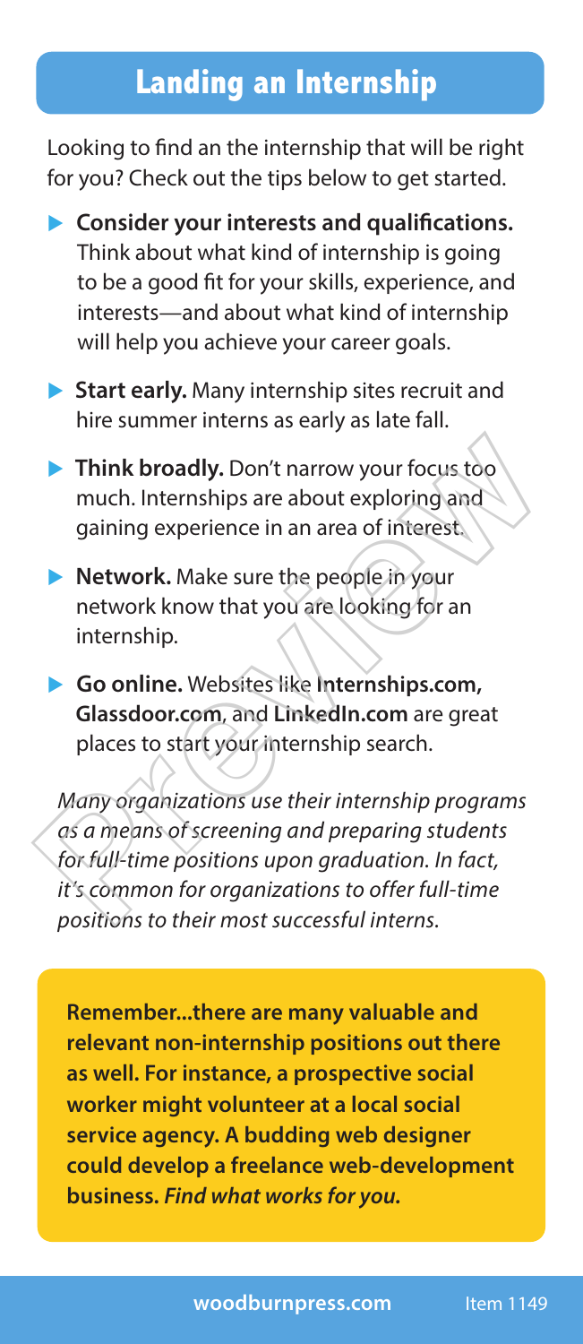# Landing an Internship

Looking to find an the internship that will be right for you? Check out the tips below to get started.

- **Consider your interests and qualifications.** Think about what kind of internship is going to be a good fit for your skills, experience, and interests—and about what kind of internship will help you achieve your career goals.
- **Start early.** Many internship sites recruit and hire summer interns as early as late fall.
- **Think broadly.** Don't narrow your focus too much. Internships are about exploring and gaining experience in an area of interest.
- **Network.** Make sure the people in your network know that you are looking for an internship.
- **Go online.** Websites like **Internships.com, Glassdoor.com**, and **LinkedIn.com** are great places to start your internship search.

*Many organizations use their internship programs as a means of screening and preparing students for full-time positions upon graduation. In fact, it's common for organizations to offer full-time positions to their most successful interns.*

**Remember...there are many valuable and relevant non-internship positions out there as well. For instance, a prospective social worker might volunteer at a local social service agency. A budding web designer could develop a freelance web-development business. *Find what works for you.***

**woodburnpress.com** Item 1149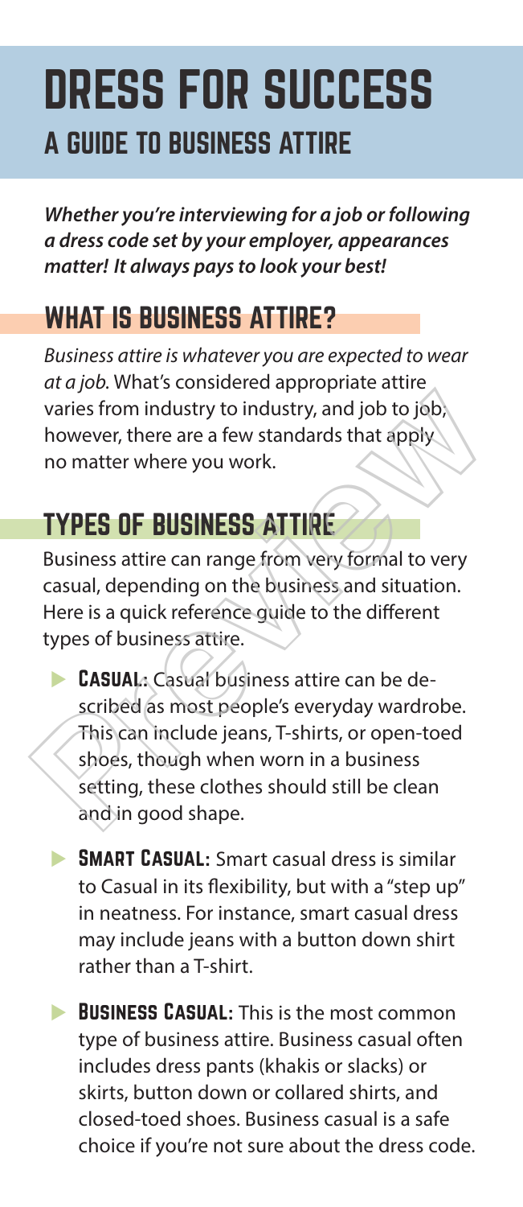# DRESS FOR SUCCESS

## A GUIDE TO BUSINESS ATTIRE

***Whether you're interviewing for a job or following a dress code set by your employer, appearances matter! It always pays to look your best!***

## WHAT IS BUSINESS ATTIRE?

*Business attire is whatever you are expected to wear at a job.* What's considered appropriate attire varies from industry to industry, and job to job, however, there are a few standards that apply no matter where you work.

## TYPES OF BUSINESS ATTIRE

Business attire can range from very formal to very casual, depending on the business and situation. Here is a quick reference guide to the different types of business attire.

- **CASUAL:** Casual business attire can be described as most people's everyday wardrobe. This can include jeans, T-shirts, or open-toed shoes, though when worn in a business setting, these clothes should still be clean and in good shape.
- **SMART CASUAL:** Smart casual dress is similar to Casual in its flexibility, but with a "step up" in neatness. For instance, smart casual dress may include jeans with a button down shirt rather than a T-shirt.
- **BUSINESS CASUAL:** This is the most common type of business attire. Business casual often includes dress pants (khakis or slacks) or skirts, button down or collared shirts, and closed-toed shoes. Business casual is a safe choice if you're not sure about the dress code.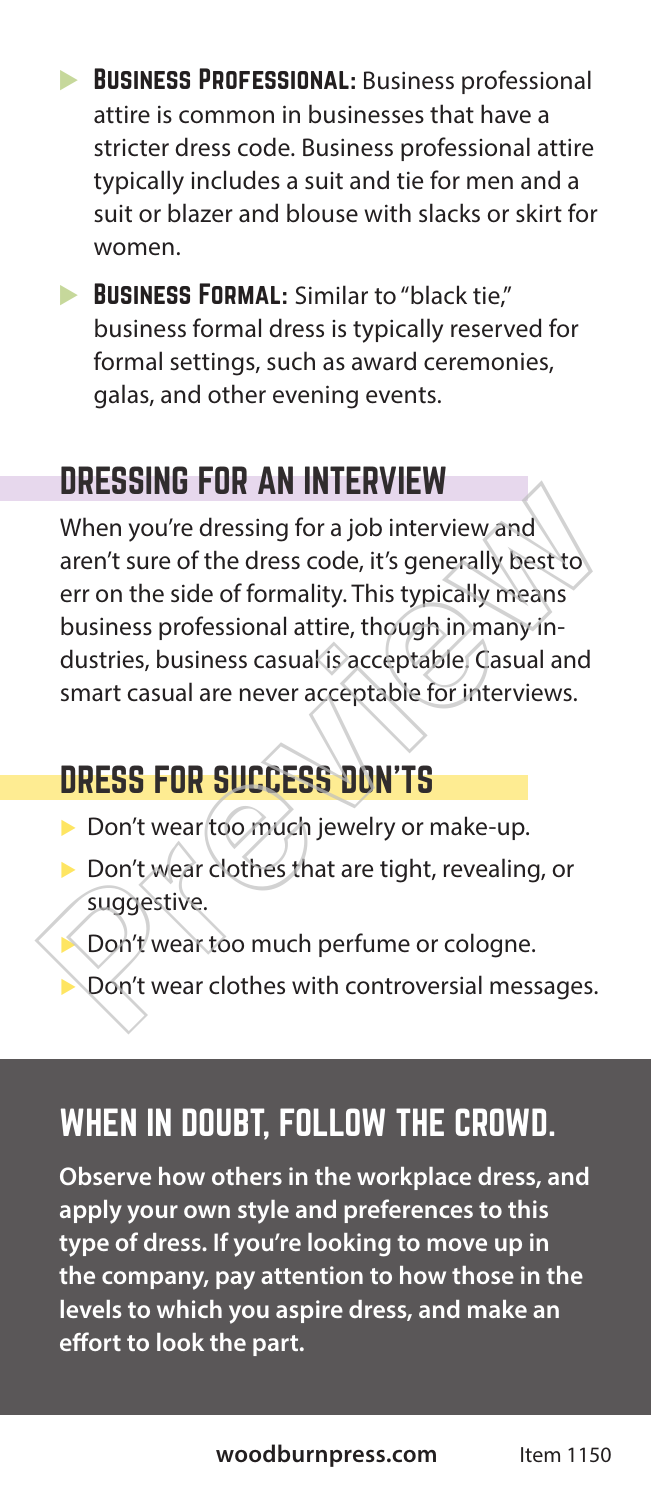- **Business Professional:** Business professional attire is common in businesses that have a stricter dress code. Business professional attire typically includes a suit and tie for men and a suit or blazer and blouse with slacks or skirt for women.
- **Business Formal:** Similar to "black tie," business formal dress is typically reserved for formal settings, such as award ceremonies, galas, and other evening events.

## DRESSING FOR AN INTERVIEW

When you're dressing for a job interview and aren't sure of the dress code, it's generally best to err on the side of formality. This typically means business professional attire, though in many industries, business casual is acceptable. Casual and smart casual are never acceptable for interviews.

## DRESS FOR SUCCESS DON'TS

- Don't wear too much jewelry or make-up.
- Don't wear clothes that are tight, revealing, or suggestive.
- Don't wear too much perfume or cologne.
- Don't wear clothes with controversial messages.

## WHEN IN DOUBT, FOLLOW THE CROWD.

**Observe how others in the workplace dress, and apply your own style and preferences to this type of dress. If you're looking to move up in the company, pay attention to how those in the levels to which you aspire dress, and make an effort to look the part.**

**woodburnpress.com** Item 1150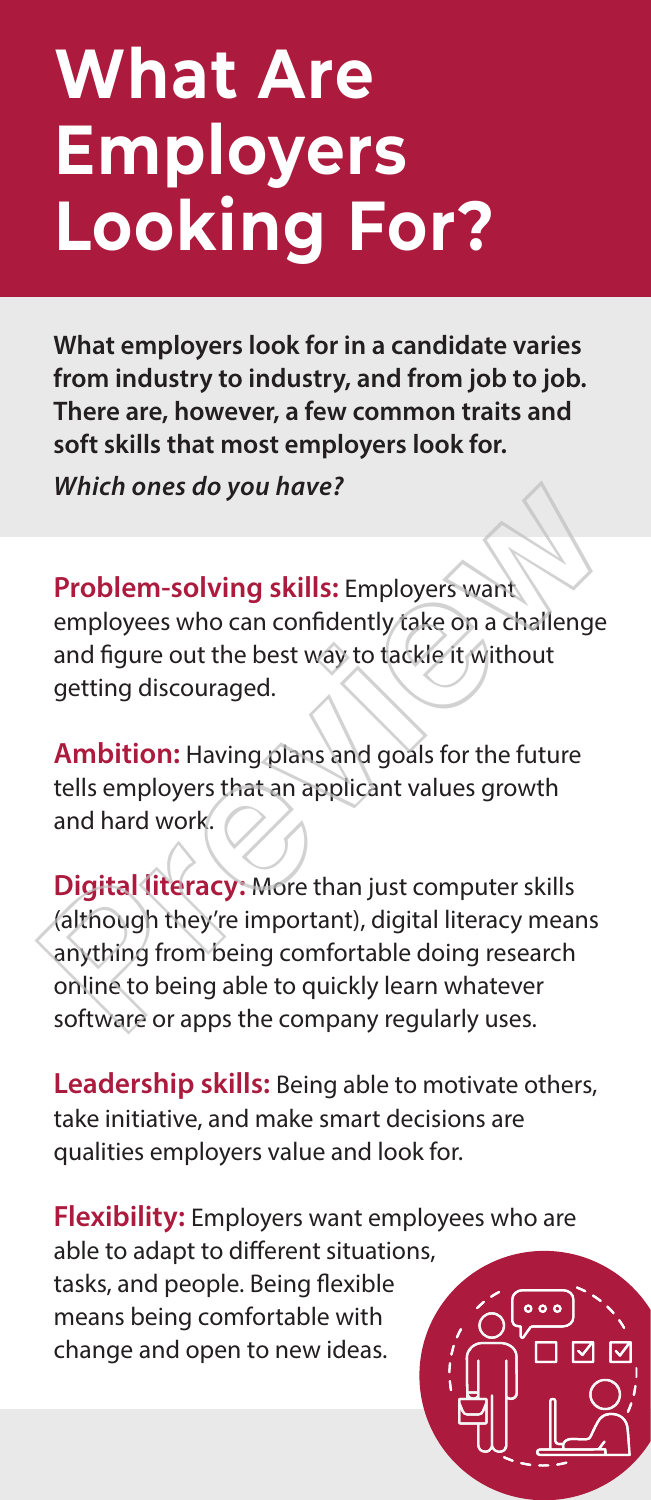# What Are Employers Looking For?

**What employers look for in a candidate varies from industry to industry, and from job to job. There are, however, a few common traits and soft skills that most employers look for.**

***Which ones do you have?***

**Problem-solving skills:** Employers want employees who can confidently take on a challenge and figure out the best way to tackle it without getting discouraged.

**Ambition:** Having plans and goals for the future tells employers that an applicant values growth and hard work.

**Digital literacy:** More than just computer skills (although they're important), digital literacy means anything from being comfortable doing research online to being able to quickly learn whatever software or apps the company regularly uses.

**Leadership skills:** Being able to motivate others, take initiative, and make smart decisions are qualities employers value and look for.

**Flexibility:** Employers want employees who are able to adapt to different situations, tasks, and people. Being flexible means being comfortable with change and open to new ideas.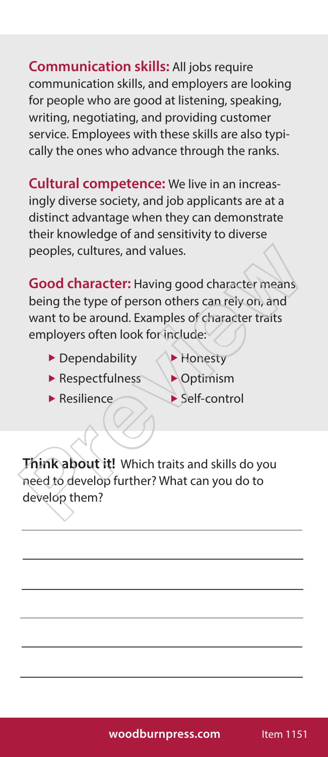**Communication skills:** All jobs require communication skills, and employers are looking for people who are good at listening, speaking, writing, negotiating, and providing customer service. Employees with these skills are also typically the ones who advance through the ranks.

**Cultural competence:** We live in an increasingly diverse society, and job applicants are at a distinct advantage when they can demonstrate their knowledge of and sensitivity to diverse peoples, cultures, and values.

**Good character:** Having good character means being the type of person others can rely on, and want to be around. Examples of character traits employers often look for include:

- Dependability
- Respectfulness
- Resilience
- Honesty
- Optimism
- Self-control

**Think about it!** Which traits and skills do you need to develop further? What can you do to develop them?

______________________________________________

______________________________________________

______________________________________________

______________________________________________

______________________________________________

______________________________________________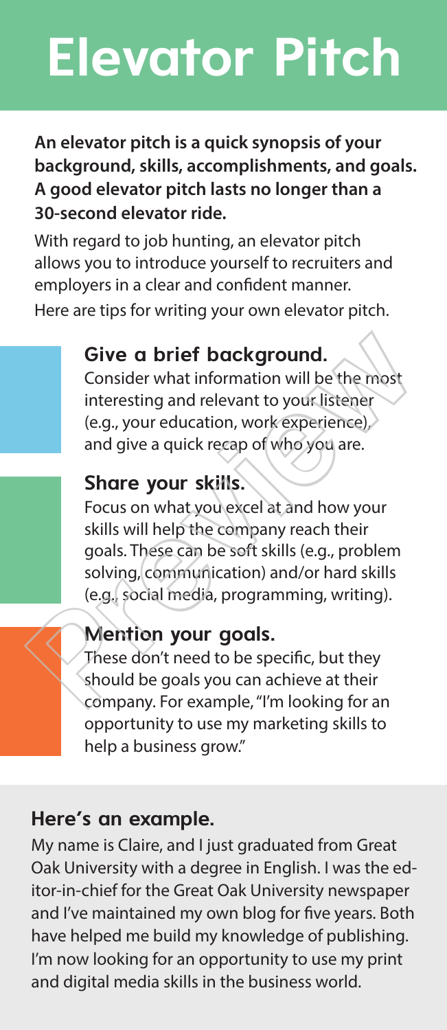# Elevator Pitch

**An elevator pitch is a quick synopsis of your background, skills, accomplishments, and goals. A good elevator pitch lasts no longer than a 30-second elevator ride.**

With regard to job hunting, an elevator pitch allows you to introduce yourself to recruiters and employers in a clear and confident manner. Here are tips for writing your own elevator pitch.

### Give a brief background.

Consider what information will be the most interesting and relevant to your listener (e.g., your education, work experience), and give a quick recap of who you are.

### Share your skills.

Focus on what you excel at and how your skills will help the company reach their goals. These can be soft skills (e.g., problem solving, communication) and/or hard skills (e.g., social media, programming, writing).

### Mention your goals.

These don't need to be specific, but they should be goals you can achieve at their company. For example, "I'm looking for an opportunity to use my marketing skills to help a business grow."

## Here's an example.

My name is Claire, and I just graduated from Great Oak University with a degree in English. I was the editor-in-chief for the Great Oak University newspaper and I've maintained my own blog for five years. Both have helped me build my knowledge of publishing. I'm now looking for an opportunity to use my print and digital media skills in the business world.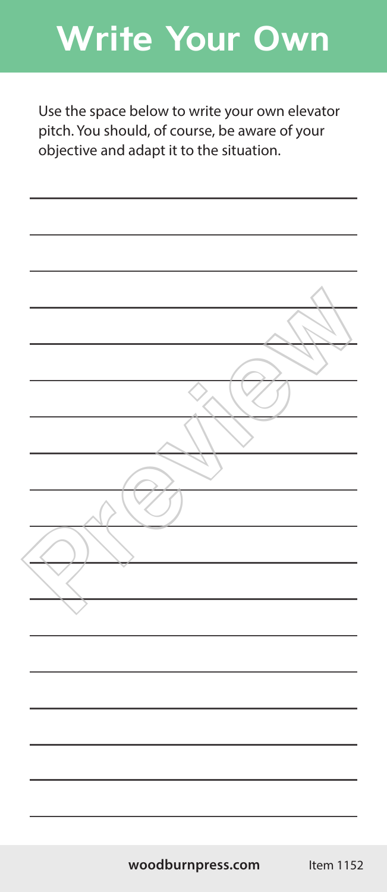# Write Your Own

Use the space below to write your own elevator pitch. You should, of course, be aware of your objective and adapt it to the situation.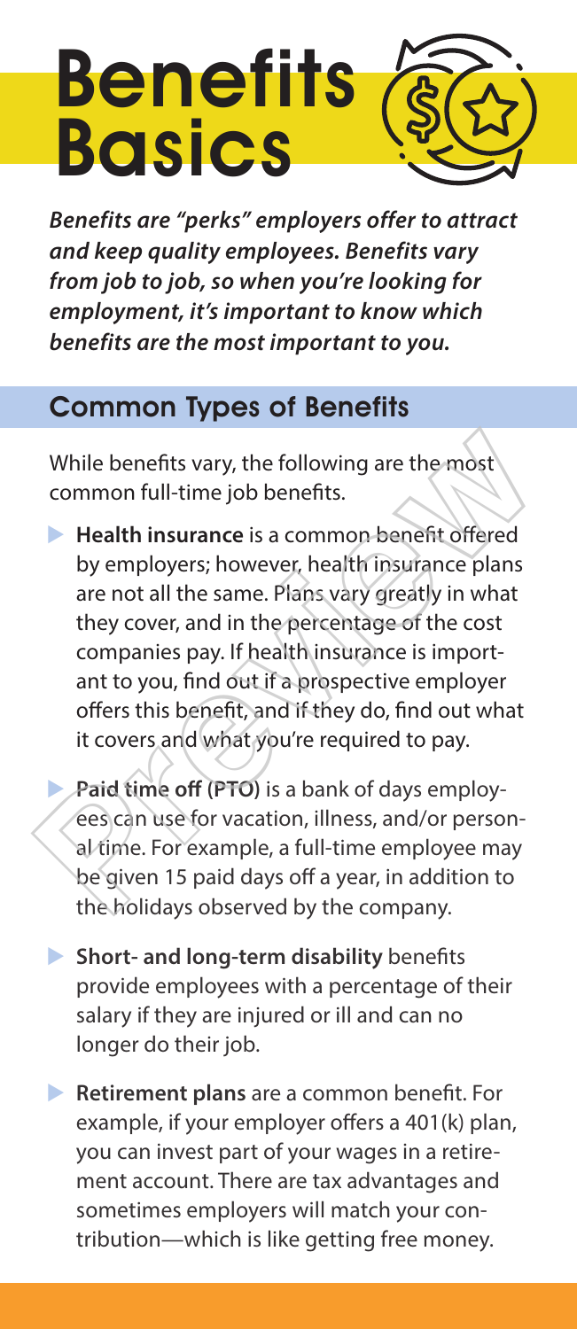# Benefits Basics

***Benefits are "perks" employers offer to attract and keep quality employees. Benefits vary from job to job, so when you're looking for employment, it's important to know which benefits are the most important to you.***

## Common Types of Benefits

While benefits vary, the following are the most common full-time job benefits.

- **Health insurance** is a common benefit offered by employers; however, health insurance plans are not all the same. Plans vary greatly in what they cover, and in the percentage of the cost companies pay. If health insurance is important to you, find out if a prospective employer offers this benefit, and if they do, find out what it covers and what you're required to pay.
- **Paid time off (PTO)** is a bank of days employees can use for vacation, illness, and/or personal time. For example, a full-time employee may be given 15 paid days off a year, in addition to the holidays observed by the company.
- **Short- and long-term disability** benefits provide employees with a percentage of their salary if they are injured or ill and can no longer do their job.
- **Retirement plans** are a common benefit. For example, if your employer offers a 401(k) plan, you can invest part of your wages in a retirement account. There are tax advantages and sometimes employers will match your contribution—which is like getting free money.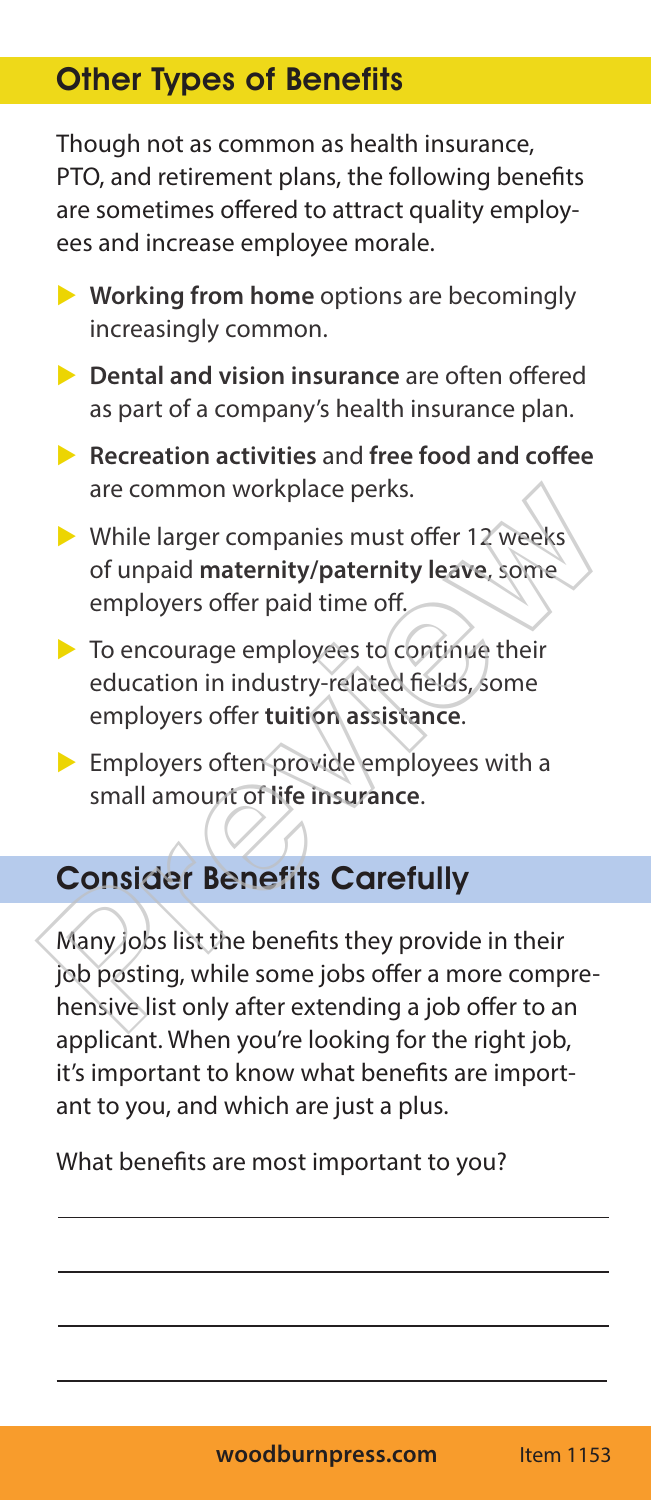## Other Types of Benefits

Though not as common as health insurance, PTO, and retirement plans, the following benefits are sometimes offered to attract quality employees and increase employee morale.

- **Working from home** options are becomingly increasingly common.
- **Dental and vision insurance** are often offered as part of a company's health insurance plan.
- **Recreation activities** and **free food and coffee** are common workplace perks.
- While larger companies must offer 12 weeks of unpaid **maternity/paternity leave**, some employers offer paid time off.
- To encourage employees to continue their education in industry-related fields, some employers offer **tuition assistance**.
- Employers often provide employees with a small amount of **life insurance**.

## Consider Benefits Carefully

Many jobs list the benefits they provide in their job posting, while some jobs offer a more comprehensive list only after extending a job offer to an applicant. When you're looking for the right job, it's important to know what benefits are important to you, and which are just a plus.

What benefits are most important to you?

\_\_\_\_\_\_\_\_\_\_\_\_\_\_\_\_\_\_\_\_\_\_\_\_\_\_\_\_\_\_\_\_\_\_\_\_\_\_\_\_

\_\_\_\_\_\_\_\_\_\_\_\_\_\_\_\_\_\_\_\_\_\_\_\_\_\_\_\_\_\_\_\_\_\_\_\_\_\_\_\_

\_\_\_\_\_\_\_\_\_\_\_\_\_\_\_\_\_\_\_\_\_\_\_\_\_\_\_\_\_\_\_\_\_\_\_\_\_\_\_\_

\_\_\_\_\_\_\_\_\_\_\_\_\_\_\_\_\_\_\_\_\_\_\_\_\_\_\_\_\_\_\_\_\_\_\_\_\_\_\_\_

**woodburnpress.com** Item 1153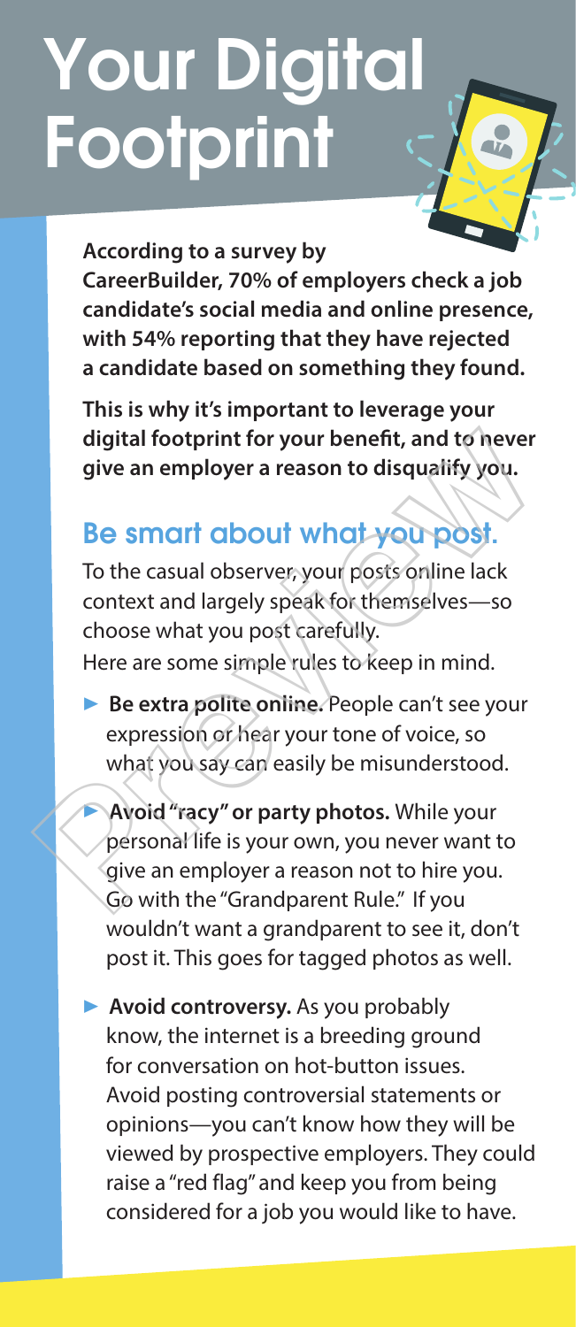# Your Digital Footprint

**According to a survey by CareerBuilder, 70% of employers check a job candidate's social media and online presence, with 54% reporting that they have rejected a candidate based on something they found.**

**This is why it's important to leverage your digital footprint for your benefit, and to never give an employer a reason to disqualify you.**

## Be smart about what you post.

To the casual observer, your posts online lack context and largely speak for themselves—so choose what you post carefully.
Here are some simple rules to keep in mind.

- **Be extra polite online.** People can't see your expression or hear your tone of voice, so what you say can easily be misunderstood.
- **Avoid "racy" or party photos.** While your personal life is your own, you never want to give an employer a reason not to hire you. Go with the "Grandparent Rule." If you wouldn't want a grandparent to see it, don't post it. This goes for tagged photos as well.
- **Avoid controversy.** As you probably know, the internet is a breeding ground for conversation on hot-button issues. Avoid posting controversial statements or opinions—you can't know how they will be viewed by prospective employers. They could raise a "red flag" and keep you from being considered for a job you would like to have.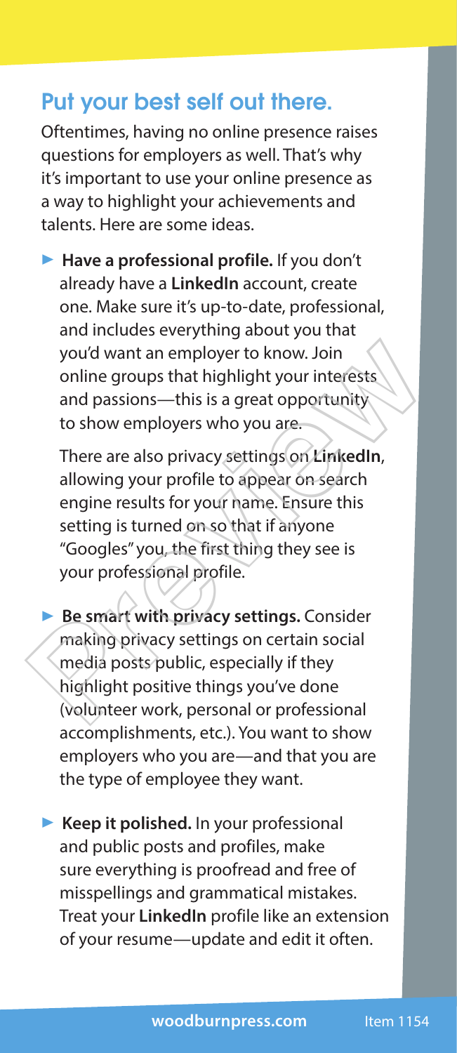## Put your best self out there.

Oftentimes, having no online presence raises questions for employers as well. That's why it's important to use your online presence as a way to highlight your achievements and talents. Here are some ideas.

- **Have a professional profile.** If you don't already have a **LinkedIn** account, create one. Make sure it's up-to-date, professional, and includes everything about you that you'd want an employer to know. Join online groups that highlight your interests and passions—this is a great opportunity to show employers who you are.

  There are also privacy settings on **LinkedIn**, allowing your profile to appear on search engine results for your name. Ensure this setting is turned on so that if anyone "Googles" you, the first thing they see is your professional profile.

- **Be smart with privacy settings.** Consider making privacy settings on certain social media posts public, especially if they highlight positive things you've done (volunteer work, personal or professional accomplishments, etc.). You want to show employers who you are—and that you are the type of employee they want.

- **Keep it polished.** In your professional and public posts and profiles, make sure everything is proofread and free of misspellings and grammatical mistakes. Treat your **LinkedIn** profile like an extension of your resume—update and edit it often.

**woodburnpress.com** Item 1154